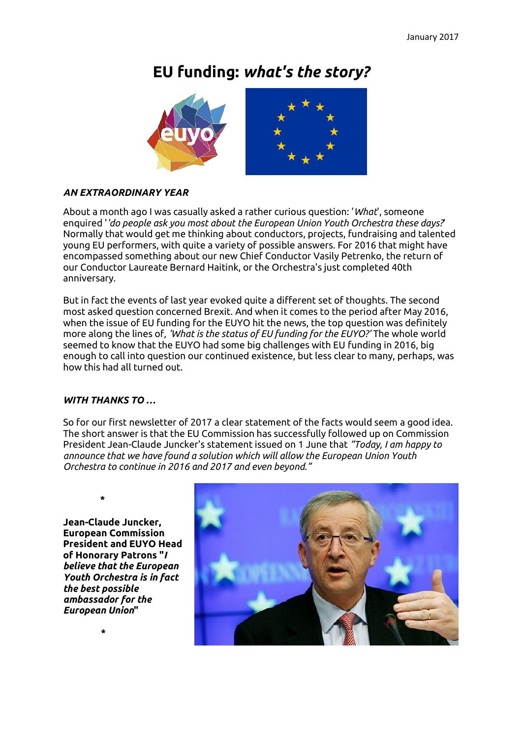January 2017

# EU funding: *what's the story?*

### *AN EXTRAORDINARY YEAR*

About a month ago I was casually asked a rather curious question: '*What*', someone enquired '*'do people ask you most about the European Union Youth Orchestra these days?*' Normally that would get me thinking about conductors, projects, fundraising and talented young EU performers, with quite a variety of possible answers. For 2016 that might have encompassed something about our new Chief Conductor Vasily Petrenko, the return of our Conductor Laureate Bernard Haitink, or the Orchestra's just completed 40th anniversary.

But in fact the events of last year evoked quite a different set of thoughts. The second most asked question concerned Brexit. And when it comes to the period after May 2016, when the issue of EU funding for the EUYO hit the news, the top question was definitely more along the lines of, *'What is the status of EU funding for the EUYO?'* The whole world seemed to know that the EUYO had some big challenges with EU funding in 2016, big enough to call into question our continued existence, but less clear to many, perhaps, was how this had all turned out.

### *WITH THANKS TO …*

So for our first newsletter of 2017 a clear statement of the facts would seem a good idea. The short answer is that the EU Commission has successfully followed up on Commission President Jean-Claude Juncker's statement issued on 1 June that *"Today, I am happy to announce that we have found a solution which will allow the European Union Youth Orchestra to continue in 2016 and 2017 and even beyond."*

*

**Jean-Claude Juncker, European Commission President and EUYO Head of Honorary Patrons "*I believe that the European Youth Orchestra is in fact the best possible ambassador for the European Union*"**

*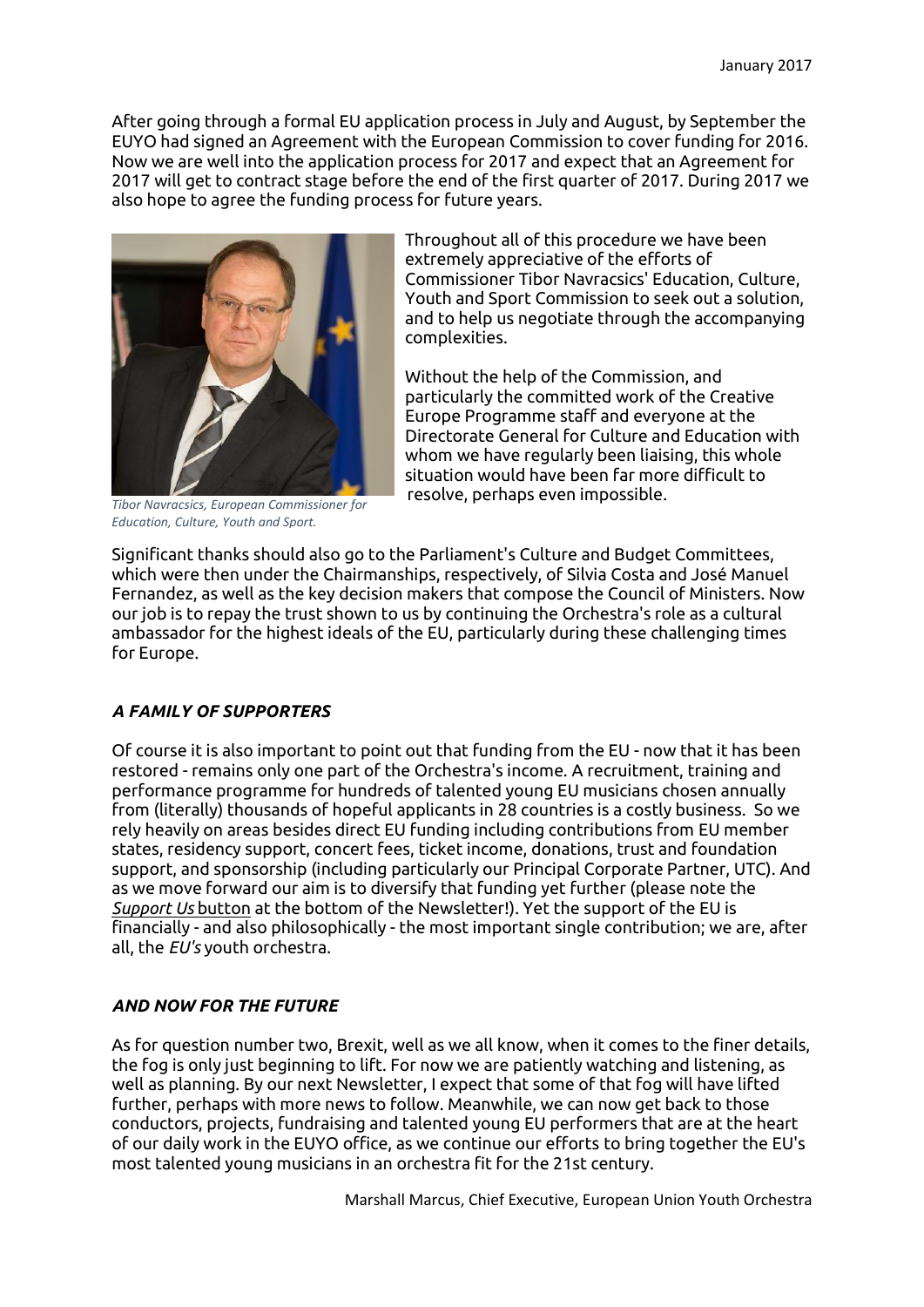After going through a formal EU application process in July and August, by September the EUYO had signed an Agreement with the European Commission to cover funding for 2016. Now we are well into the application process for 2017 and expect that an Agreement for 2017 will get to contract stage before the end of the first quarter of 2017. During 2017 we also hope to agree the funding process for future years.

*Tibor Navracsics, European Commissioner for Education, Culture, Youth and Sport.*

Throughout all of this procedure we have been extremely appreciative of the efforts of Commissioner Tibor Navracsics' Education, Culture, Youth and Sport Commission to seek out a solution, and to help us negotiate through the accompanying complexities.

Without the help of the Commission, and particularly the committed work of the Creative Europe Programme staff and everyone at the Directorate General for Culture and Education with whom we have regularly been liaising, this whole situation would have been far more difficult to resolve, perhaps even impossible.

Significant thanks should also go to the Parliament's Culture and Budget Committees, which were then under the Chairmanships, respectively, of Silvia Costa and José Manuel Fernandez, as well as the key decision makers that compose the Council of Ministers. Now our job is to repay the trust shown to us by continuing the Orchestra's role as a cultural ambassador for the highest ideals of the EU, particularly during these challenging times for Europe.

### *A FAMILY OF SUPPORTERS*

Of course it is also important to point out that funding from the EU - now that it has been restored - remains only one part of the Orchestra's income. A recruitment, training and performance programme for hundreds of talented young EU musicians chosen annually from (literally) thousands of hopeful applicants in 28 countries is a costly business. So we rely heavily on areas besides direct EU funding including contributions from EU member states, residency support, concert fees, ticket income, donations, trust and foundation support, and sponsorship (including particularly our Principal Corporate Partner, UTC). And as we move forward our aim is to diversify that funding yet further (please note the *Support Us* button at the bottom of the Newsletter!). Yet the support of the EU is financially - and also philosophically - the most important single contribution; we are, after all, the *EU's* youth orchestra.

### *AND NOW FOR THE FUTURE*

As for question number two, Brexit, well as we all know, when it comes to the finer details, the fog is only just beginning to lift. For now we are patiently watching and listening, as well as planning. By our next Newsletter, I expect that some of that fog will have lifted further, perhaps with more news to follow. Meanwhile, we can now get back to those conductors, projects, fundraising and talented young EU performers that are at the heart of our daily work in the EUYO office, as we continue our efforts to bring together the EU's most talented young musicians in an orchestra fit for the 21st century.

Marshall Marcus, Chief Executive, European Union Youth Orchestra